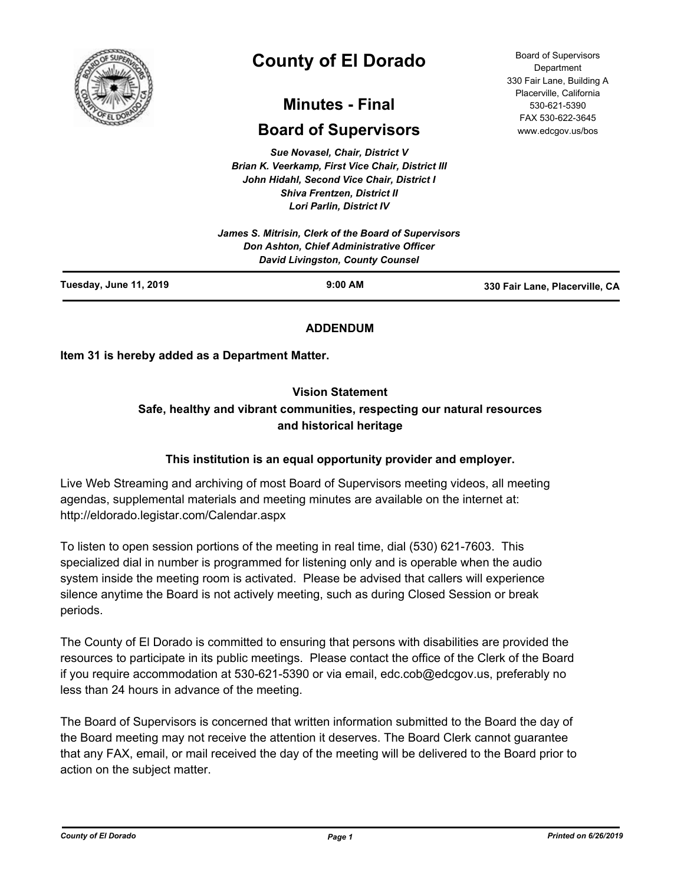# County of El Dorado

## Minutes - Final

## Board of Supervisors

Board of Supervisors Department
330 Fair Lane, Building A
Placerville, California
530-621-5390
FAX 530-622-3645
www.edcgov.us/bos

*Sue Novasel, Chair, District V*
*Brian K. Veerkamp, First Vice Chair, District III*
*John Hidahl, Second Vice Chair, District I*
*Shiva Frentzen, District II*
*Lori Parlin, District IV*

*James S. Mitrisin, Clerk of the Board of Supervisors*
*Don Ashton, Chief Administrative Officer*
*David Livingston, County Counsel*

**Tuesday, June 11, 2019** | **9:00 AM** | **330 Fair Lane, Placerville, CA**

**ADDENDUM**

**Item 31 is hereby added as a Department Matter.**

**Vision Statement**
**Safe, healthy and vibrant communities, respecting our natural resources and historical heritage**

**This institution is an equal opportunity provider and employer.**

Live Web Streaming and archiving of most Board of Supervisors meeting videos, all meeting agendas, supplemental materials and meeting minutes are available on the internet at: http://eldorado.legistar.com/Calendar.aspx

To listen to open session portions of the meeting in real time, dial (530) 621-7603. This specialized dial in number is programmed for listening only and is operable when the audio system inside the meeting room is activated. Please be advised that callers will experience silence anytime the Board is not actively meeting, such as during Closed Session or break periods.

The County of El Dorado is committed to ensuring that persons with disabilities are provided the resources to participate in its public meetings. Please contact the office of the Clerk of the Board if you require accommodation at 530-621-5390 or via email, edc.cob@edcgov.us, preferably no less than 24 hours in advance of the meeting.

The Board of Supervisors is concerned that written information submitted to the Board the day of the Board meeting may not receive the attention it deserves. The Board Clerk cannot guarantee that any FAX, email, or mail received the day of the meeting will be delivered to the Board prior to action on the subject matter.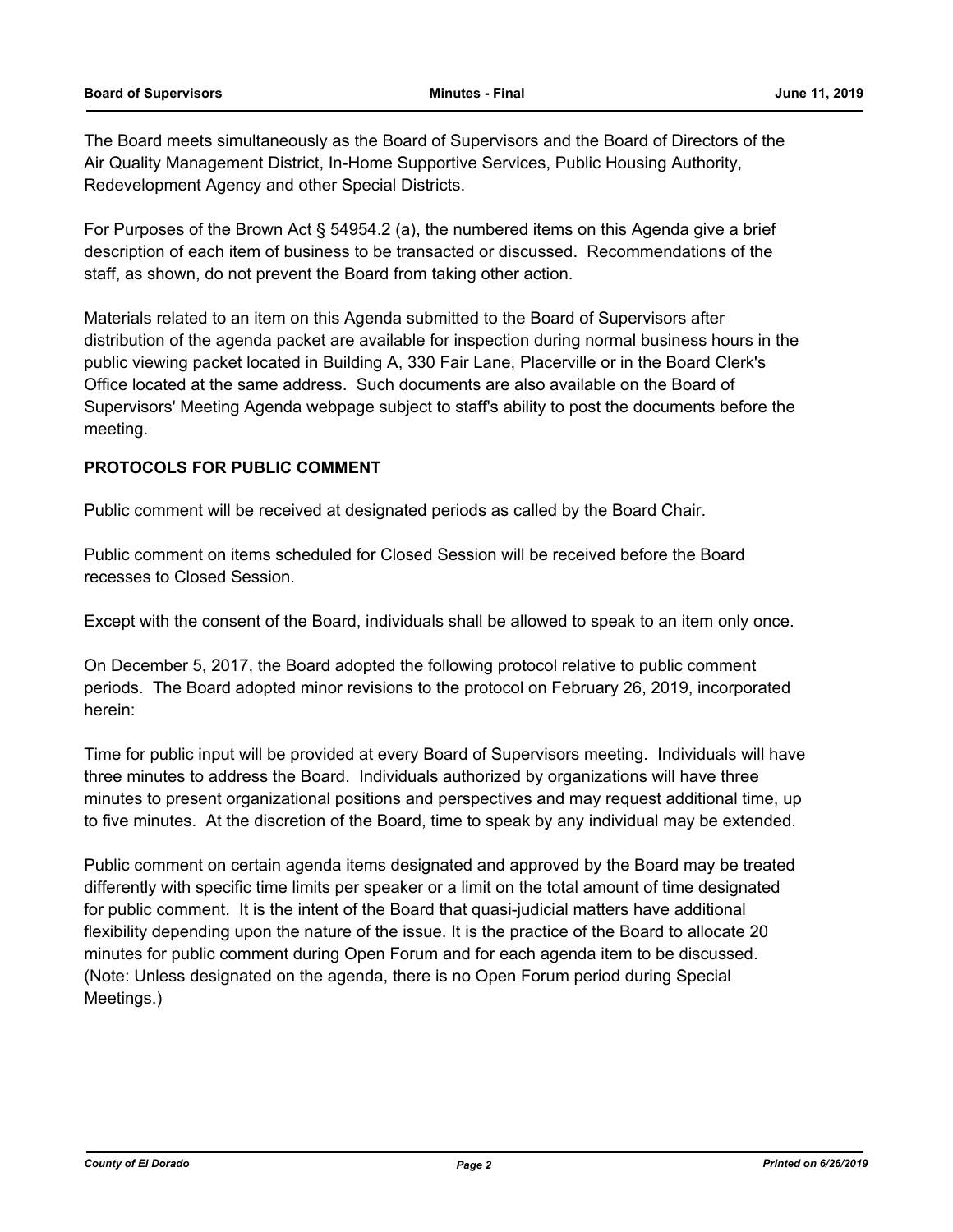The Board meets simultaneously as the Board of Supervisors and the Board of Directors of the Air Quality Management District, In-Home Supportive Services, Public Housing Authority, Redevelopment Agency and other Special Districts.

For Purposes of the Brown Act § 54954.2 (a), the numbered items on this Agenda give a brief description of each item of business to be transacted or discussed. Recommendations of the staff, as shown, do not prevent the Board from taking other action.

Materials related to an item on this Agenda submitted to the Board of Supervisors after distribution of the agenda packet are available for inspection during normal business hours in the public viewing packet located in Building A, 330 Fair Lane, Placerville or in the Board Clerk's Office located at the same address. Such documents are also available on the Board of Supervisors' Meeting Agenda webpage subject to staff's ability to post the documents before the meeting.

**PROTOCOLS FOR PUBLIC COMMENT**

Public comment will be received at designated periods as called by the Board Chair.

Public comment on items scheduled for Closed Session will be received before the Board recesses to Closed Session.

Except with the consent of the Board, individuals shall be allowed to speak to an item only once.

On December 5, 2017, the Board adopted the following protocol relative to public comment periods. The Board adopted minor revisions to the protocol on February 26, 2019, incorporated herein:

Time for public input will be provided at every Board of Supervisors meeting. Individuals will have three minutes to address the Board. Individuals authorized by organizations will have three minutes to present organizational positions and perspectives and may request additional time, up to five minutes. At the discretion of the Board, time to speak by any individual may be extended.

Public comment on certain agenda items designated and approved by the Board may be treated differently with specific time limits per speaker or a limit on the total amount of time designated for public comment. It is the intent of the Board that quasi-judicial matters have additional flexibility depending upon the nature of the issue. It is the practice of the Board to allocate 20 minutes for public comment during Open Forum and for each agenda item to be discussed. (Note: Unless designated on the agenda, there is no Open Forum period during Special Meetings.)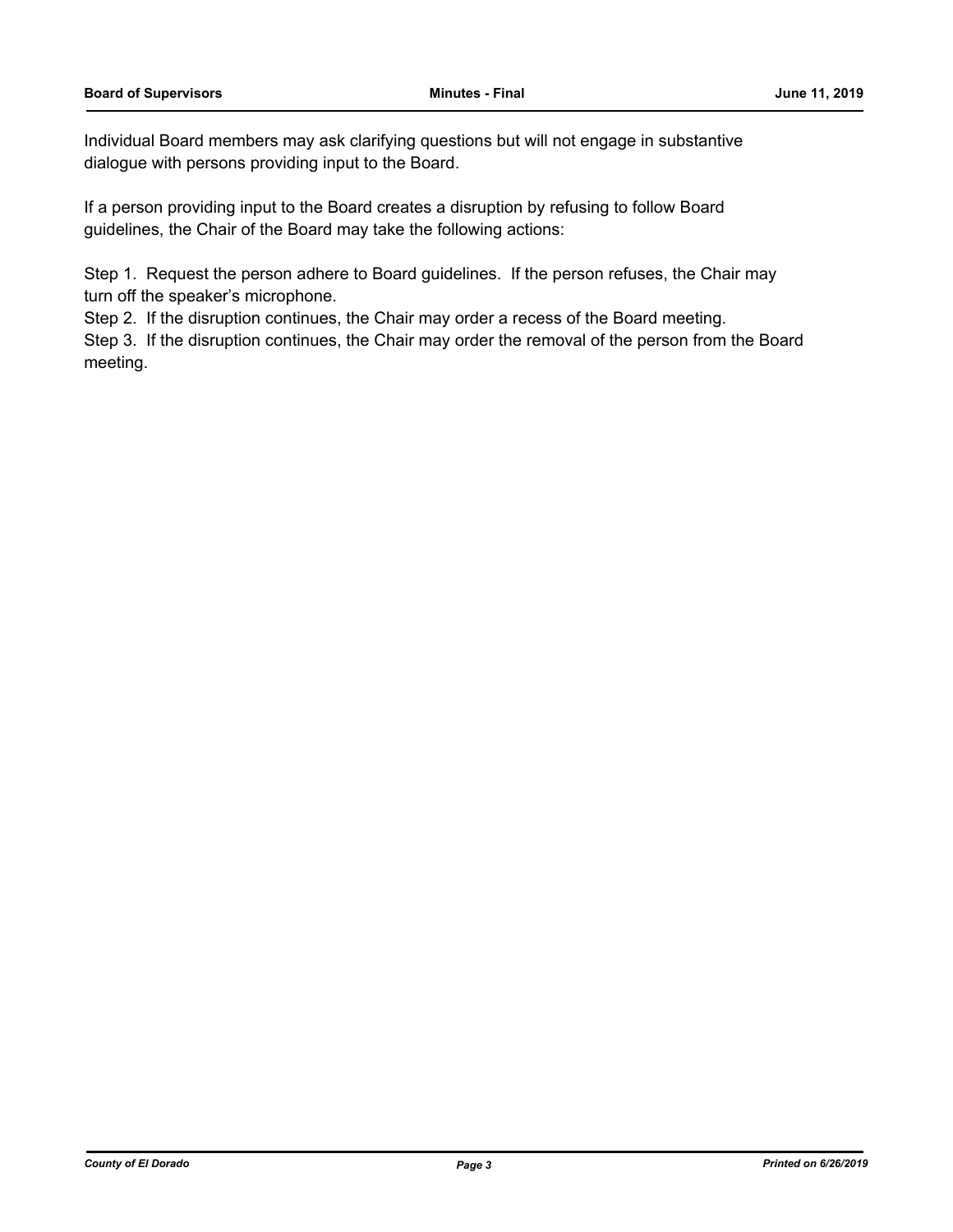Individual Board members may ask clarifying questions but will not engage in substantive dialogue with persons providing input to the Board.

If a person providing input to the Board creates a disruption by refusing to follow Board guidelines, the Chair of the Board may take the following actions:

Step 1. Request the person adhere to Board guidelines. If the person refuses, the Chair may turn off the speaker's microphone.
Step 2. If the disruption continues, the Chair may order a recess of the Board meeting.
Step 3. If the disruption continues, the Chair may order the removal of the person from the Board meeting.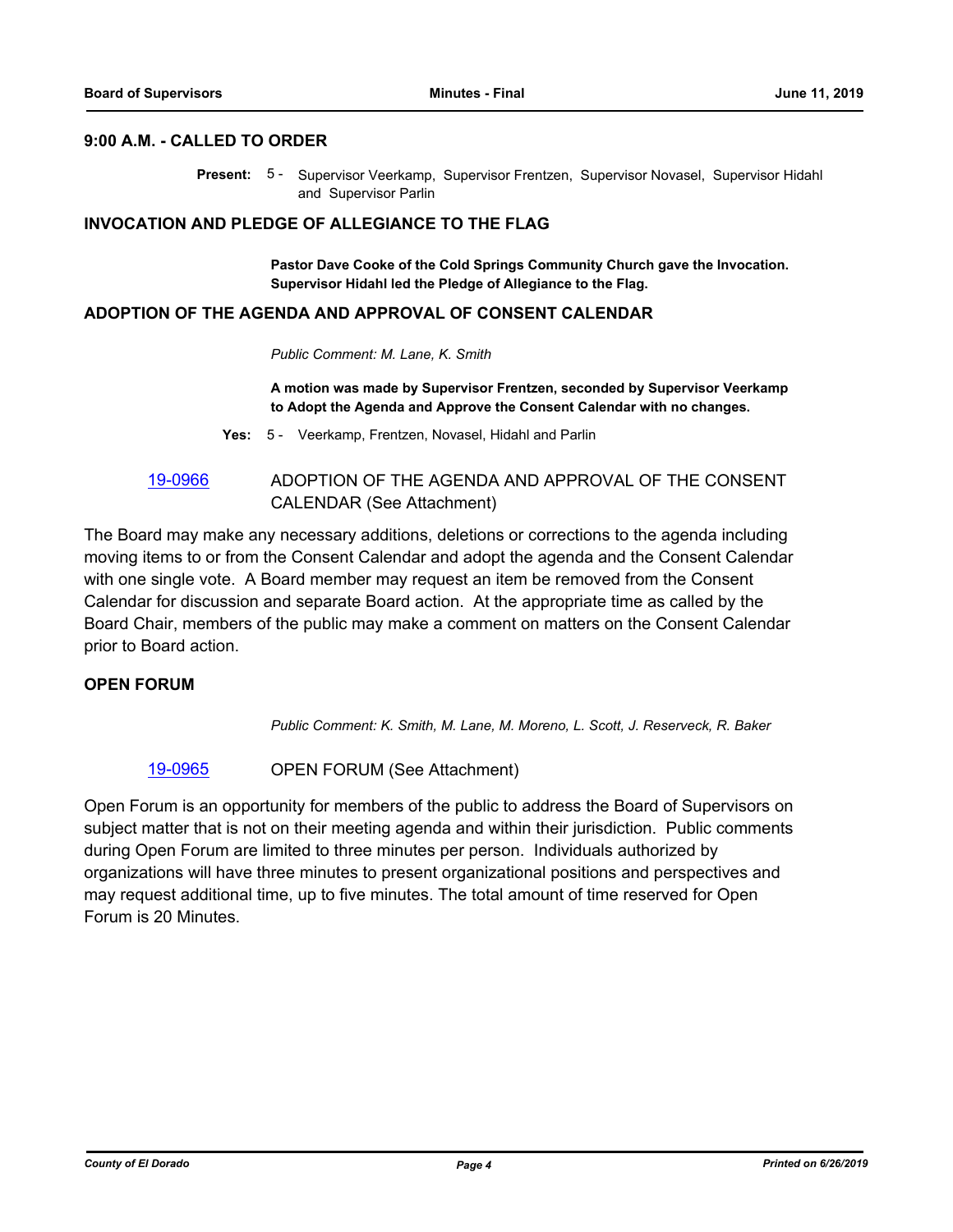## 9:00 A.M. - CALLED TO ORDER

**Present:** 5 - Supervisor Veerkamp, Supervisor Frentzen, Supervisor Novasel, Supervisor Hidahl and Supervisor Parlin

## INVOCATION AND PLEDGE OF ALLEGIANCE TO THE FLAG

**Pastor Dave Cooke of the Cold Springs Community Church gave the Invocation. Supervisor Hidahl led the Pledge of Allegiance to the Flag.**

## ADOPTION OF THE AGENDA AND APPROVAL OF CONSENT CALENDAR

*Public Comment: M. Lane, K. Smith*

**A motion was made by Supervisor Frentzen, seconded by Supervisor Veerkamp to Adopt the Agenda and Approve the Consent Calendar with no changes.**

**Yes:** 5 - Veerkamp, Frentzen, Novasel, Hidahl and Parlin

19-0966 ADOPTION OF THE AGENDA AND APPROVAL OF THE CONSENT CALENDAR (See Attachment)

The Board may make any necessary additions, deletions or corrections to the agenda including moving items to or from the Consent Calendar and adopt the agenda and the Consent Calendar with one single vote. A Board member may request an item be removed from the Consent Calendar for discussion and separate Board action. At the appropriate time as called by the Board Chair, members of the public may make a comment on matters on the Consent Calendar prior to Board action.

## OPEN FORUM

*Public Comment: K. Smith, M. Lane, M. Moreno, L. Scott, J. Reserveck, R. Baker*

19-0965 OPEN FORUM (See Attachment)

Open Forum is an opportunity for members of the public to address the Board of Supervisors on subject matter that is not on their meeting agenda and within their jurisdiction. Public comments during Open Forum are limited to three minutes per person. Individuals authorized by organizations will have three minutes to present organizational positions and perspectives and may request additional time, up to five minutes. The total amount of time reserved for Open Forum is 20 Minutes.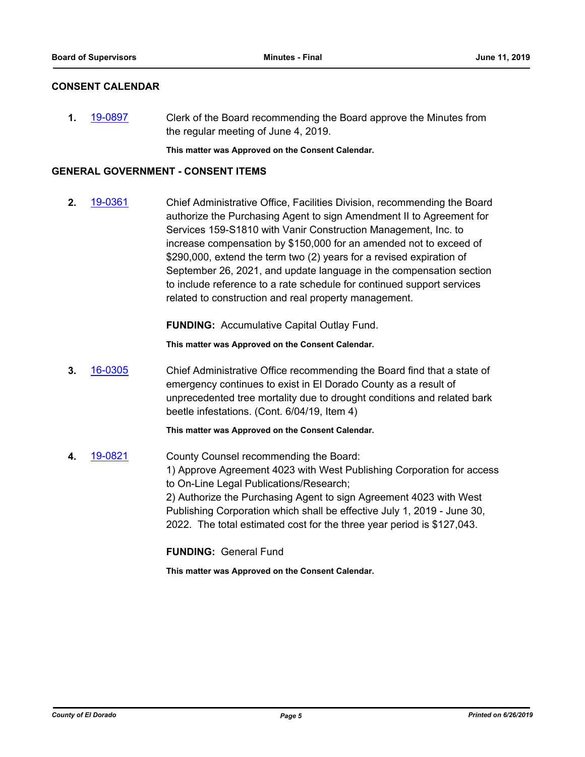## CONSENT CALENDAR

**1.** 19-0897 Clerk of the Board recommending the Board approve the Minutes from the regular meeting of June 4, 2019.

**This matter was Approved on the Consent Calendar.**

## GENERAL GOVERNMENT - CONSENT ITEMS

**2.** 19-0361 Chief Administrative Office, Facilities Division, recommending the Board authorize the Purchasing Agent to sign Amendment II to Agreement for Services 159-S1810 with Vanir Construction Management, Inc. to increase compensation by $150,000 for an amended not to exceed of $290,000, extend the term two (2) years for a revised expiration of September 26, 2021, and update language in the compensation section to include reference to a rate schedule for continued support services related to construction and real property management.

**FUNDING:** Accumulative Capital Outlay Fund.

**This matter was Approved on the Consent Calendar.**

**3.** 16-0305 Chief Administrative Office recommending the Board find that a state of emergency continues to exist in El Dorado County as a result of unprecedented tree mortality due to drought conditions and related bark beetle infestations. (Cont. 6/04/19, Item 4)

**This matter was Approved on the Consent Calendar.**

**4.** 19-0821 County Counsel recommending the Board:
1) Approve Agreement 4023 with West Publishing Corporation for access to On-Line Legal Publications/Research;
2) Authorize the Purchasing Agent to sign Agreement 4023 with West Publishing Corporation which shall be effective July 1, 2019 - June 30, 2022. The total estimated cost for the three year period is $127,043.

**FUNDING:** General Fund

**This matter was Approved on the Consent Calendar.**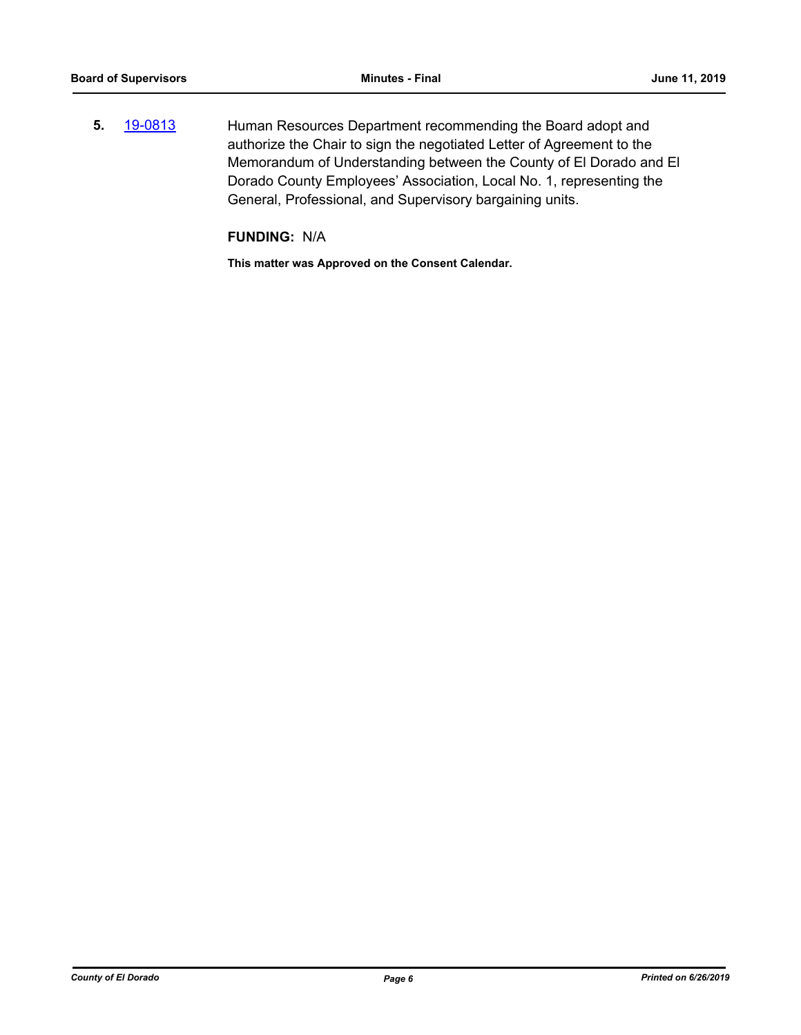**5.** 19-0813 Human Resources Department recommending the Board adopt and authorize the Chair to sign the negotiated Letter of Agreement to the Memorandum of Understanding between the County of El Dorado and El Dorado County Employees' Association, Local No. 1, representing the General, Professional, and Supervisory bargaining units.

**FUNDING:** N/A

**This matter was Approved on the Consent Calendar.**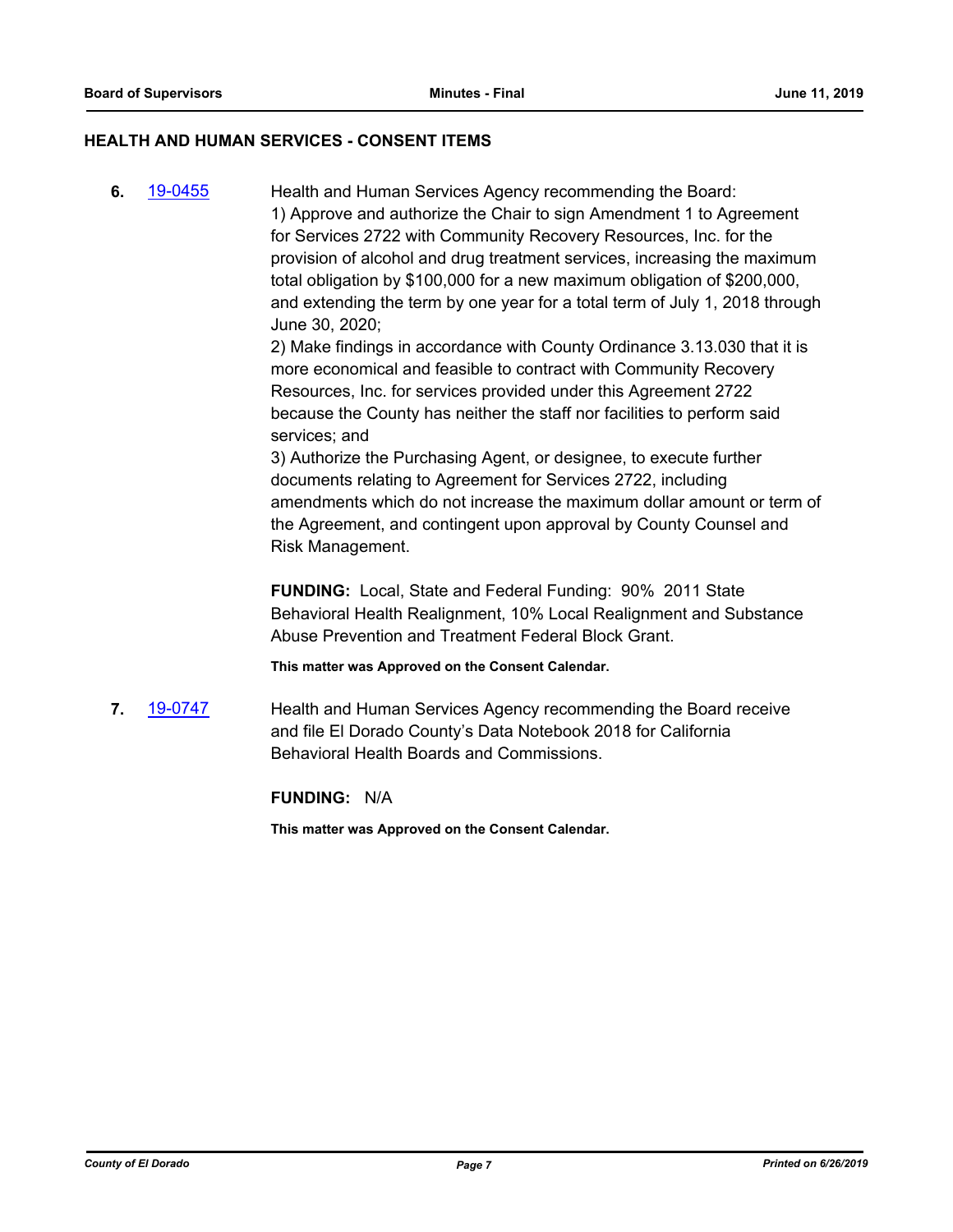## HEALTH AND HUMAN SERVICES - CONSENT ITEMS

**6.** [19-0455](19-0455) Health and Human Services Agency recommending the Board:

1) Approve and authorize the Chair to sign Amendment 1 to Agreement for Services 2722 with Community Recovery Resources, Inc. for the provision of alcohol and drug treatment services, increasing the maximum total obligation by $100,000 for a new maximum obligation of $200,000, and extending the term by one year for a total term of July 1, 2018 through June 30, 2020;

2) Make findings in accordance with County Ordinance 3.13.030 that it is more economical and feasible to contract with Community Recovery Resources, Inc. for services provided under this Agreement 2722 because the County has neither the staff nor facilities to perform said services; and

3) Authorize the Purchasing Agent, or designee, to execute further documents relating to Agreement for Services 2722, including amendments which do not increase the maximum dollar amount or term of the Agreement, and contingent upon approval by County Counsel and Risk Management.

**FUNDING:** Local, State and Federal Funding: 90% 2011 State Behavioral Health Realignment, 10% Local Realignment and Substance Abuse Prevention and Treatment Federal Block Grant.

**This matter was Approved on the Consent Calendar.**

**7.** [19-0747](19-0747) Health and Human Services Agency recommending the Board receive and file El Dorado County's Data Notebook 2018 for California Behavioral Health Boards and Commissions.

**FUNDING:** N/A

**This matter was Approved on the Consent Calendar.**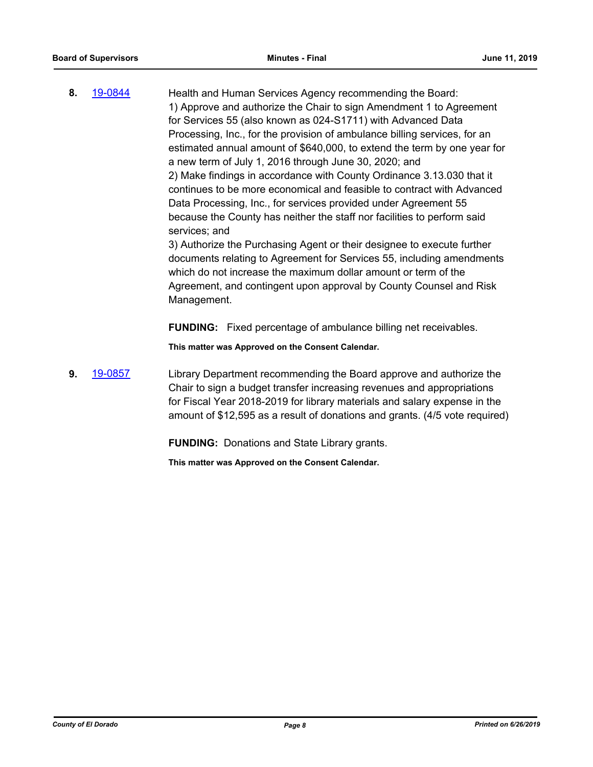**8.** 19-0844 Health and Human Services Agency recommending the Board:
1) Approve and authorize the Chair to sign Amendment 1 to Agreement for Services 55 (also known as 024-S1711) with Advanced Data Processing, Inc., for the provision of ambulance billing services, for an estimated annual amount of $640,000, to extend the term by one year for a new term of July 1, 2016 through June 30, 2020; and
2) Make findings in accordance with County Ordinance 3.13.030 that it continues to be more economical and feasible to contract with Advanced Data Processing, Inc., for services provided under Agreement 55 because the County has neither the staff nor facilities to perform said services; and
3) Authorize the Purchasing Agent or their designee to execute further documents relating to Agreement for Services 55, including amendments which do not increase the maximum dollar amount or term of the Agreement, and contingent upon approval by County Counsel and Risk Management.

**FUNDING:** Fixed percentage of ambulance billing net receivables.

**This matter was Approved on the Consent Calendar.**

**9.** 19-0857 Library Department recommending the Board approve and authorize the Chair to sign a budget transfer increasing revenues and appropriations for Fiscal Year 2018-2019 for library materials and salary expense in the amount of $12,595 as a result of donations and grants. (4/5 vote required)

**FUNDING:** Donations and State Library grants.

**This matter was Approved on the Consent Calendar.**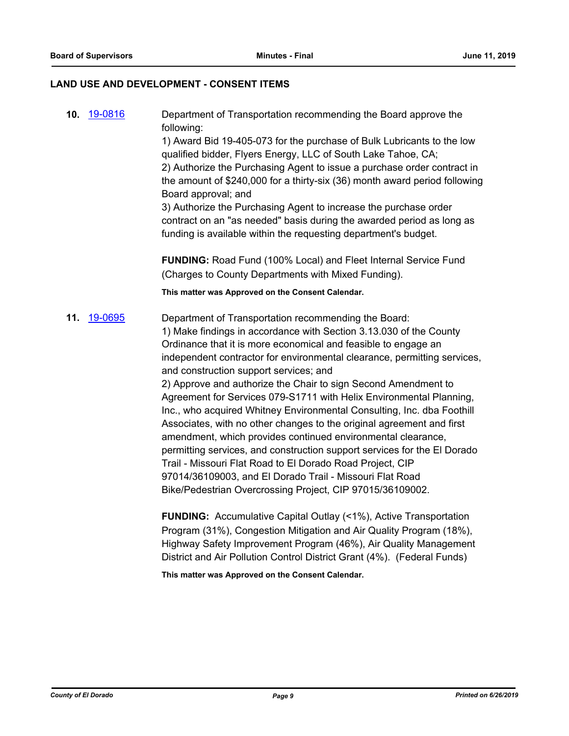## LAND USE AND DEVELOPMENT - CONSENT ITEMS

**10.** [19-0816](19-0816) Department of Transportation recommending the Board approve the following:

1) Award Bid 19-405-073 for the purchase of Bulk Lubricants to the low qualified bidder, Flyers Energy, LLC of South Lake Tahoe, CA;

2) Authorize the Purchasing Agent to issue a purchase order contract in the amount of $240,000 for a thirty-six (36) month award period following Board approval; and

3) Authorize the Purchasing Agent to increase the purchase order contract on an "as needed" basis during the awarded period as long as funding is available within the requesting department's budget.

**FUNDING:** Road Fund (100% Local) and Fleet Internal Service Fund (Charges to County Departments with Mixed Funding).

**This matter was Approved on the Consent Calendar.**

**11.** [19-0695](19-0695) Department of Transportation recommending the Board:

1) Make findings in accordance with Section 3.13.030 of the County Ordinance that it is more economical and feasible to engage an independent contractor for environmental clearance, permitting services, and construction support services; and

2) Approve and authorize the Chair to sign Second Amendment to Agreement for Services 079-S1711 with Helix Environmental Planning, Inc., who acquired Whitney Environmental Consulting, Inc. dba Foothill Associates, with no other changes to the original agreement and first amendment, which provides continued environmental clearance, permitting services, and construction support services for the El Dorado Trail - Missouri Flat Road to El Dorado Road Project, CIP 97014/36109003, and El Dorado Trail - Missouri Flat Road Bike/Pedestrian Overcrossing Project, CIP 97015/36109002.

**FUNDING:** Accumulative Capital Outlay (<1%), Active Transportation Program (31%), Congestion Mitigation and Air Quality Program (18%), Highway Safety Improvement Program (46%), Air Quality Management District and Air Pollution Control District Grant (4%). (Federal Funds)

**This matter was Approved on the Consent Calendar.**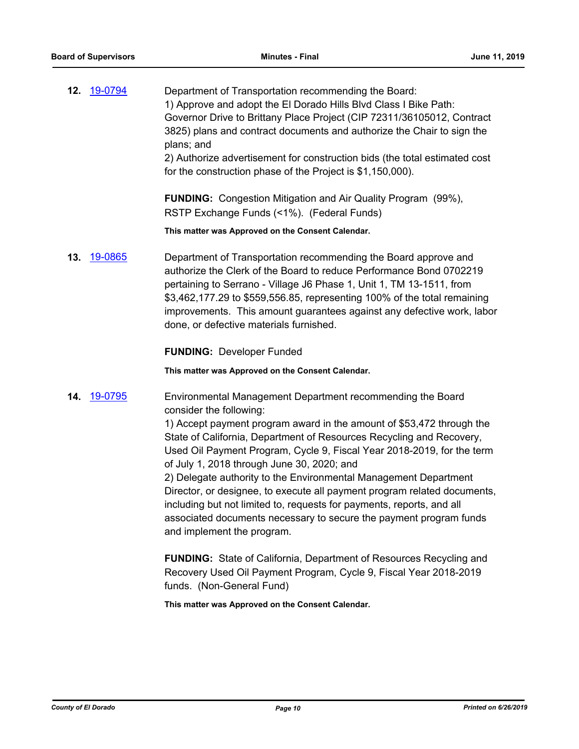**12.** [19-0794]

Department of Transportation recommending the Board:
1) Approve and adopt the El Dorado Hills Blvd Class I Bike Path: Governor Drive to Brittany Place Project (CIP 72311/36105012, Contract 3825) plans and contract documents and authorize the Chair to sign the plans; and
2) Authorize advertisement for construction bids (the total estimated cost for the construction phase of the Project is $1,150,000).

**FUNDING:** Congestion Mitigation and Air Quality Program (99%), RSTP Exchange Funds (<1%). (Federal Funds)

**This matter was Approved on the Consent Calendar.**

**13.** [19-0865]

Department of Transportation recommending the Board approve and authorize the Clerk of the Board to reduce Performance Bond 0702219 pertaining to Serrano - Village J6 Phase 1, Unit 1, TM 13-1511, from $3,462,177.29 to $559,556.85, representing 100% of the total remaining improvements. This amount guarantees against any defective work, labor done, or defective materials furnished.

**FUNDING:** Developer Funded

**This matter was Approved on the Consent Calendar.**

**14.** [19-0795]

Environmental Management Department recommending the Board consider the following:
1) Accept payment program award in the amount of $53,472 through the State of California, Department of Resources Recycling and Recovery, Used Oil Payment Program, Cycle 9, Fiscal Year 2018-2019, for the term of July 1, 2018 through June 30, 2020; and
2) Delegate authority to the Environmental Management Department Director, or designee, to execute all payment program related documents, including but not limited to, requests for payments, reports, and all associated documents necessary to secure the payment program funds and implement the program.

**FUNDING:** State of California, Department of Resources Recycling and Recovery Used Oil Payment Program, Cycle 9, Fiscal Year 2018-2019 funds. (Non-General Fund)

**This matter was Approved on the Consent Calendar.**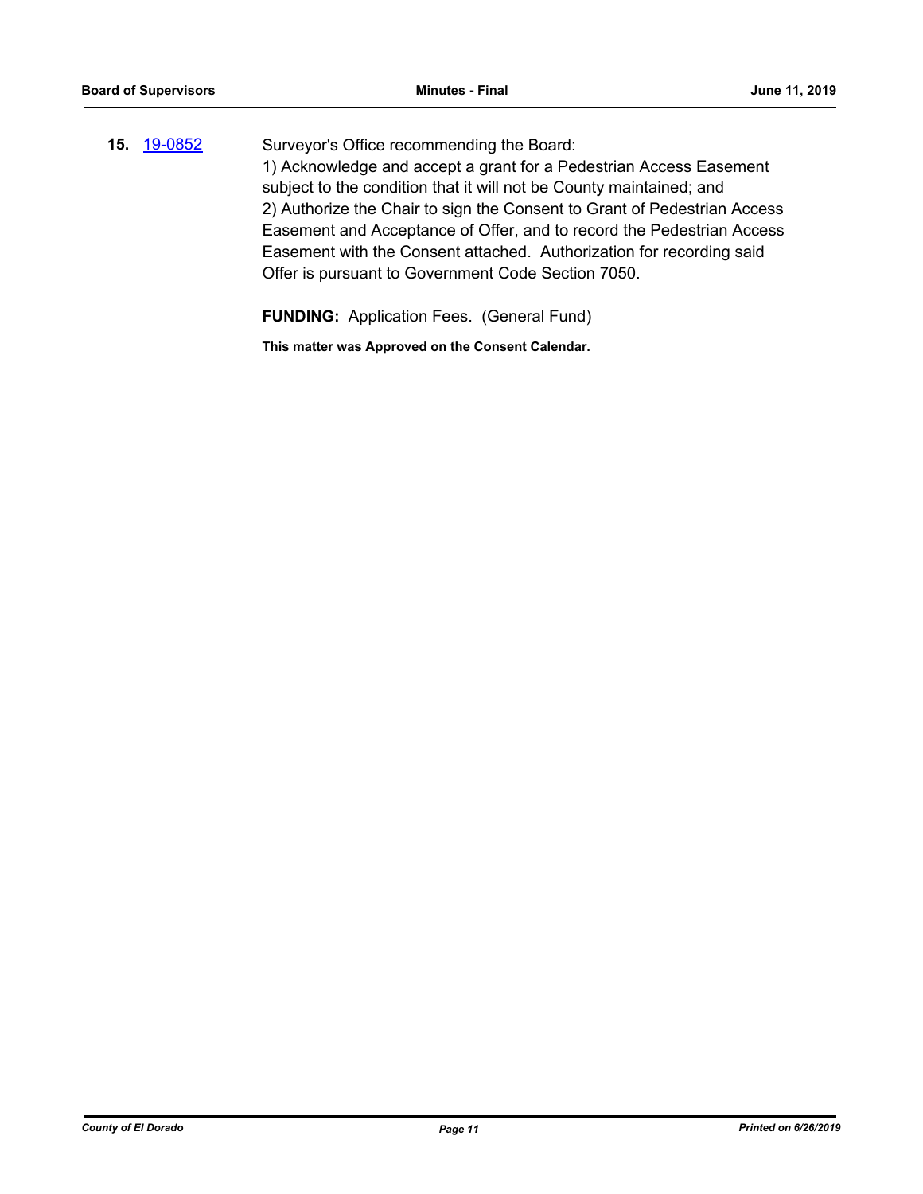**15.** [19-0852](19-0852)

Surveyor's Office recommending the Board:
1) Acknowledge and accept a grant for a Pedestrian Access Easement subject to the condition that it will not be County maintained; and
2) Authorize the Chair to sign the Consent to Grant of Pedestrian Access Easement and Acceptance of Offer, and to record the Pedestrian Access Easement with the Consent attached. Authorization for recording said Offer is pursuant to Government Code Section 7050.

**FUNDING:** Application Fees. (General Fund)

**This matter was Approved on the Consent Calendar.**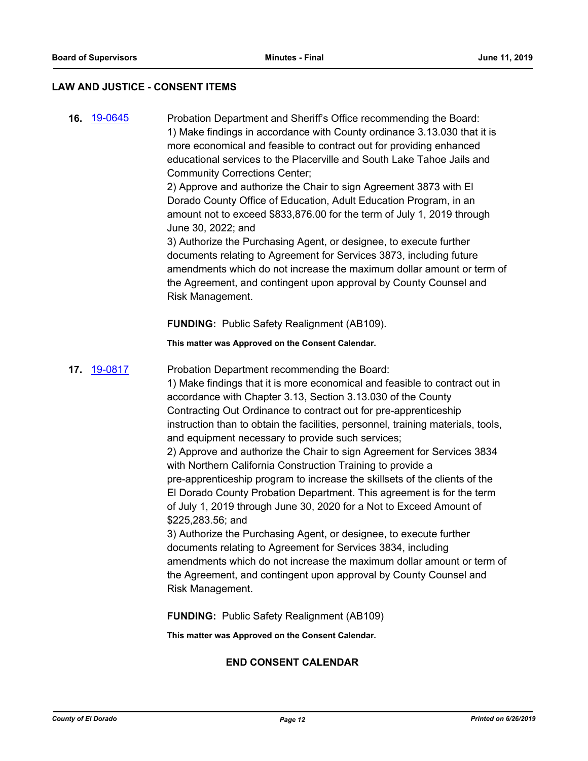## LAW AND JUSTICE - CONSENT ITEMS

**16.** 19-0645

Probation Department and Sheriff's Office recommending the Board:
1) Make findings in accordance with County ordinance 3.13.030 that it is more economical and feasible to contract out for providing enhaced educational services to the Placerville and South Lake Tahoe Jails and Community Corrections Center;
2) Approve and authorize the Chair to sign Agreement 3873 with El Dorado County Office of Education, Adult Education Program, in an amount not to exceed $833,876.00 for the term of July 1, 2019 through June 30, 2022; and
3) Authorize the Purchasing Agent, or designee, to execute further documents relating to Agreement for Services 3873, including future amendments which do not increase the maximum dollar amount or term of the Agreement, and contingent upon approval by County Counsel and Risk Management.

**FUNDING:** Public Safety Realignment (AB109).

**This matter was Approved on the Consent Calendar.**

**17.** 19-0817

Probation Department recommending the Board:
1) Make findings that it is more economical and feasible to contract out in accordance with Chapter 3.13, Section 3.13.030 of the County Contracting Out Ordinance to contract out for pre-apprenticeship instruction than to obtain the facilities, personnel, training materials, tools, and equipment necessary to provide such services;
2) Approve and authorize the Chair to sign Agreement for Services 3834 with Northern California Construction Training to provide a pre-apprenticeship program to increase the skillsets of the clients of the El Dorado County Probation Department. This agreement is for the term of July 1, 2019 through June 30, 2020 for a Not to Exceed Amount of $225,283.56; and
3) Authorize the Purchasing Agent, or designee, to execute further documents relating to Agreement for Services 3834, including amendments which do not increase the maximum dollar amount or term of the Agreement, and contingent upon approval by County Counsel and Risk Management.

**FUNDING:** Public Safety Realignment (AB109)

**This matter was Approved on the Consent Calendar.**

**END CONSENT CALENDAR**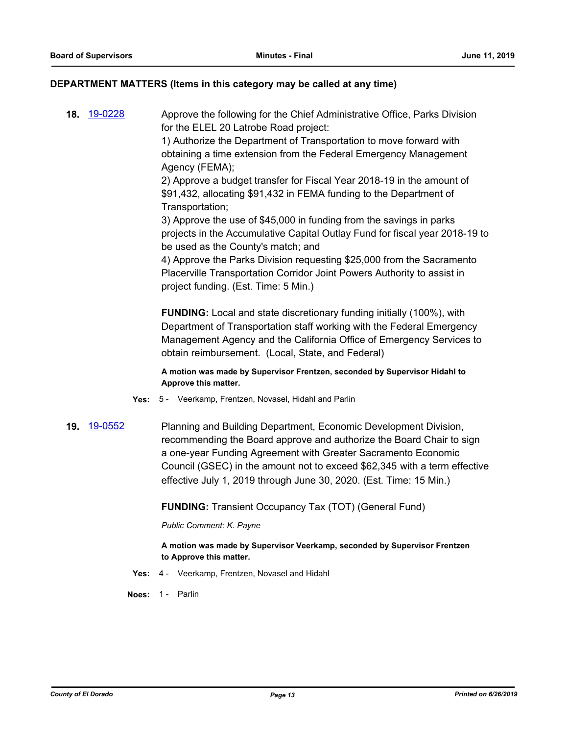## DEPARTMENT MATTERS (Items in this category may be called at any time)

**18.** [19-0228](19-0228)

Approve the following for the Chief Administrative Office, Parks Division for the ELEL 20 Latrobe Road project:

1) Authorize the Department of Transportation to move forward with obtaining a time extension from the Federal Emergency Management Agency (FEMA);

2) Approve a budget transfer for Fiscal Year 2018-19 in the amount of $91,432, allocating $91,432 in FEMA funding to the Department of Transportation;

3) Approve the use of $45,000 in funding from the savings in parks projects in the Accumulative Capital Outlay Fund for fiscal year 2018-19 to be used as the County's match; and

4) Approve the Parks Division requesting $25,000 from the Sacramento Placerville Transportation Corridor Joint Powers Authority to assist in project funding. (Est. Time: 5 Min.)

**FUNDING:** Local and state discretionary funding initially (100%), with Department of Transportation staff working with the Federal Emergency Management Agency and the California Office of Emergency Services to obtain reimbursement. (Local, State, and Federal)

**A motion was made by Supervisor Frentzen, seconded by Supervisor Hidahl to Approve this matter.**

**Yes:** 5 - Veerkamp, Frentzen, Novasel, Hidahl and Parlin

**19.** [19-0552](19-0552)

Planning and Building Department, Economic Development Division, recommending the Board approve and authorize the Board Chair to sign a one-year Funding Agreement with Greater Sacramento Economic Council (GSEC) in the amount not to exceed $62,345 with a term effective effective July 1, 2019 through June 30, 2020. (Est. Time: 15 Min.)

**FUNDING:** Transient Occupancy Tax (TOT) (General Fund)

*Public Comment: K. Payne*

**A motion was made by Supervisor Veerkamp, seconded by Supervisor Frentzen to Approve this matter.**

**Yes:** 4 - Veerkamp, Frentzen, Novasel and Hidahl

**Noes:** 1 - Parlin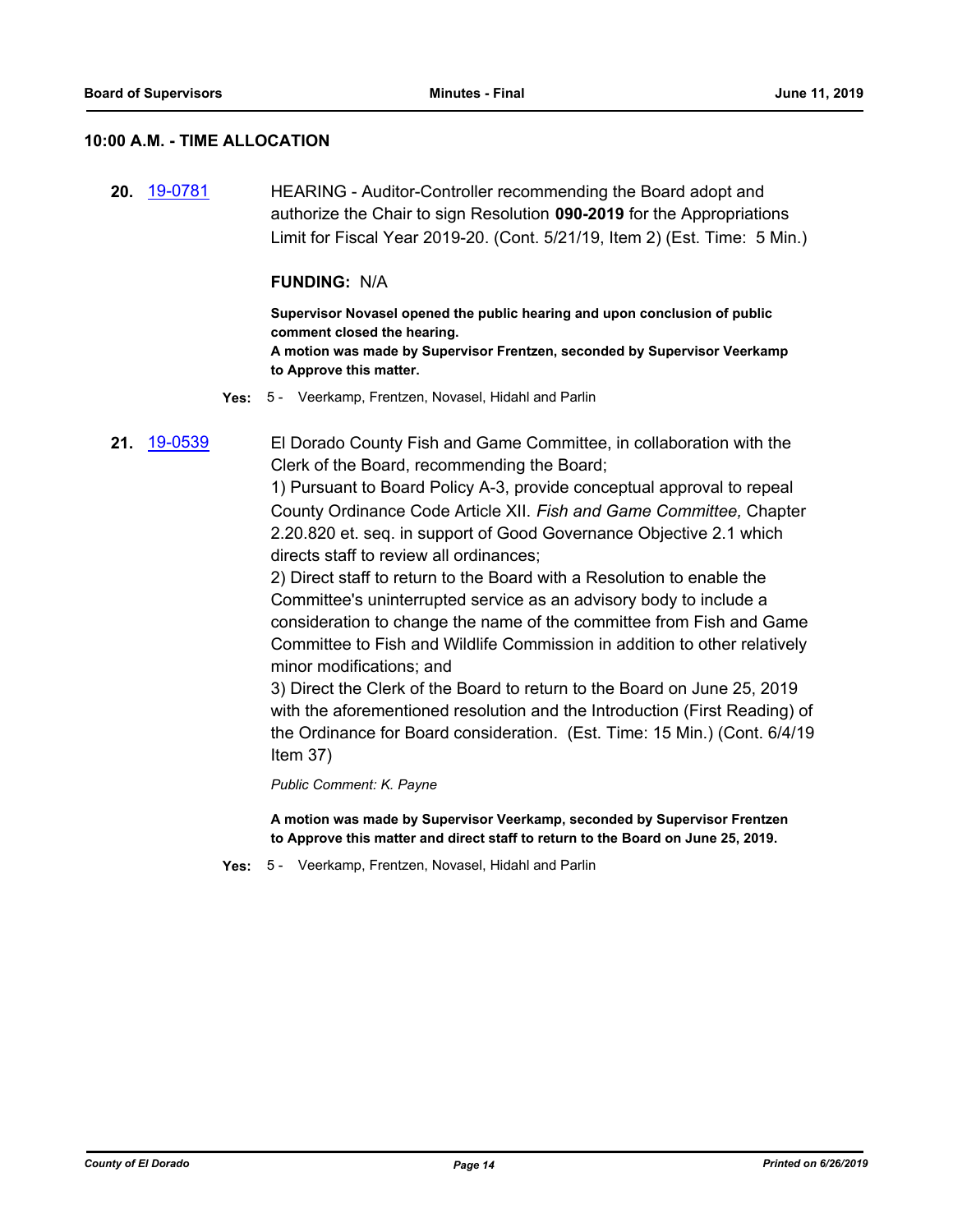## 10:00 A.M. - TIME ALLOCATION

**20.** 19-0781

HEARING - Auditor-Controller recommending the Board adopt and authorize the Chair to sign Resolution **090-2019** for the Appropriations Limit for Fiscal Year 2019-20. (Cont. 5/21/19, Item 2) (Est. Time: 5 Min.)

**FUNDING:** N/A

**Supervisor Novasel opened the public hearing and upon conclusion of public comment closed the hearing.**
**A motion was made by Supervisor Frentzen, seconded by Supervisor Veerkamp to Approve this matter.**

**Yes:** 5 - Veerkamp, Frentzen, Novasel, Hidahl and Parlin

**21.** 19-0539

El Dorado County Fish and Game Committee, in collaboration with the Clerk of the Board, recommending the Board;
1) Pursuant to Board Policy A-3, provide conceptual approval to repeal County Ordinance Code Article XII. *Fish and Game Committee,* Chapter 2.20.820 et. seq. in support of Good Governance Objective 2.1 which directs staff to review all ordinances;
2) Direct staff to return to the Board with a Resolution to enable the Committee's uninterrupted service as an advisory body to include a consideration to change the name of the committee from Fish and Game Committee to Fish and Wildlife Commission in addition to other relatively minor modifications; and
3) Direct the Clerk of the Board to return to the Board on June 25, 2019 with the aforementioned resolution and the Introduction (First Reading) of the Ordinance for Board consideration. (Est. Time: 15 Min.) (Cont. 6/4/19 Item 37)

*Public Comment: K. Payne*

**A motion was made by Supervisor Veerkamp, seconded by Supervisor Frentzen to Approve this matter and direct staff to return to the Board on June 25, 2019.**

**Yes:** 5 - Veerkamp, Frentzen, Novasel, Hidahl and Parlin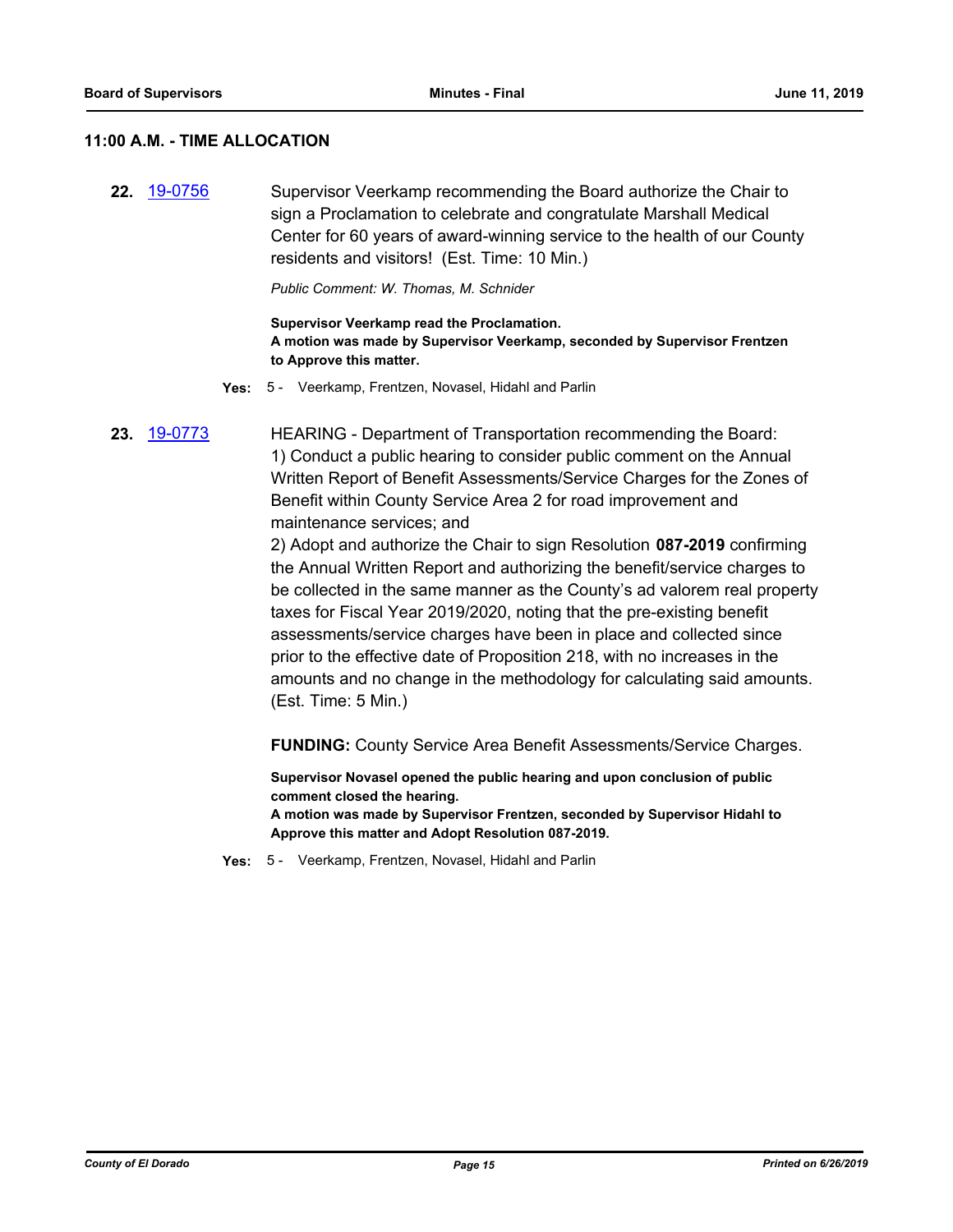## 11:00 A.M. - TIME ALLOCATION

**22.** 19-0756 Supervisor Veerkamp recommending the Board authorize the Chair to sign a Proclamation to celebrate and congratulate Marshall Medical Center for 60 years of award-winning service to the health of our County residents and visitors! (Est. Time: 10 Min.)

*Public Comment: W. Thomas, M. Schnider*

**Supervisor Veerkamp read the Proclamation.**
**A motion was made by Supervisor Veerkamp, seconded by Supervisor Frentzen to Approve this matter.**

**Yes:** 5 - Veerkamp, Frentzen, Novasel, Hidahl and Parlin

**23.** 19-0773 HEARING - Department of Transportation recommending the Board:
1) Conduct a public hearing to consider public comment on the Annual Written Report of Benefit Assessments/Service Charges for the Zones of Benefit within County Service Area 2 for road improvement and maintenance services; and
2) Adopt and authorize the Chair to sign Resolution **087-2019** confirming the Annual Written Report and authorizing the benefit/service charges to be collected in the same manner as the County's ad valorem real property taxes for Fiscal Year 2019/2020, noting that the pre-existing benefit assessments/service charges have been in place and collected since prior to the effective date of Proposition 218, with no increases in the amounts and no change in the methodology for calculating said amounts. (Est. Time: 5 Min.)

**FUNDING:** County Service Area Benefit Assessments/Service Charges.

**Supervisor Novasel opened the public hearing and upon conclusion of public comment closed the hearing.**
**A motion was made by Supervisor Frentzen, seconded by Supervisor Hidahl to Approve this matter and Adopt Resolution 087-2019.**

**Yes:** 5 - Veerkamp, Frentzen, Novasel, Hidahl and Parlin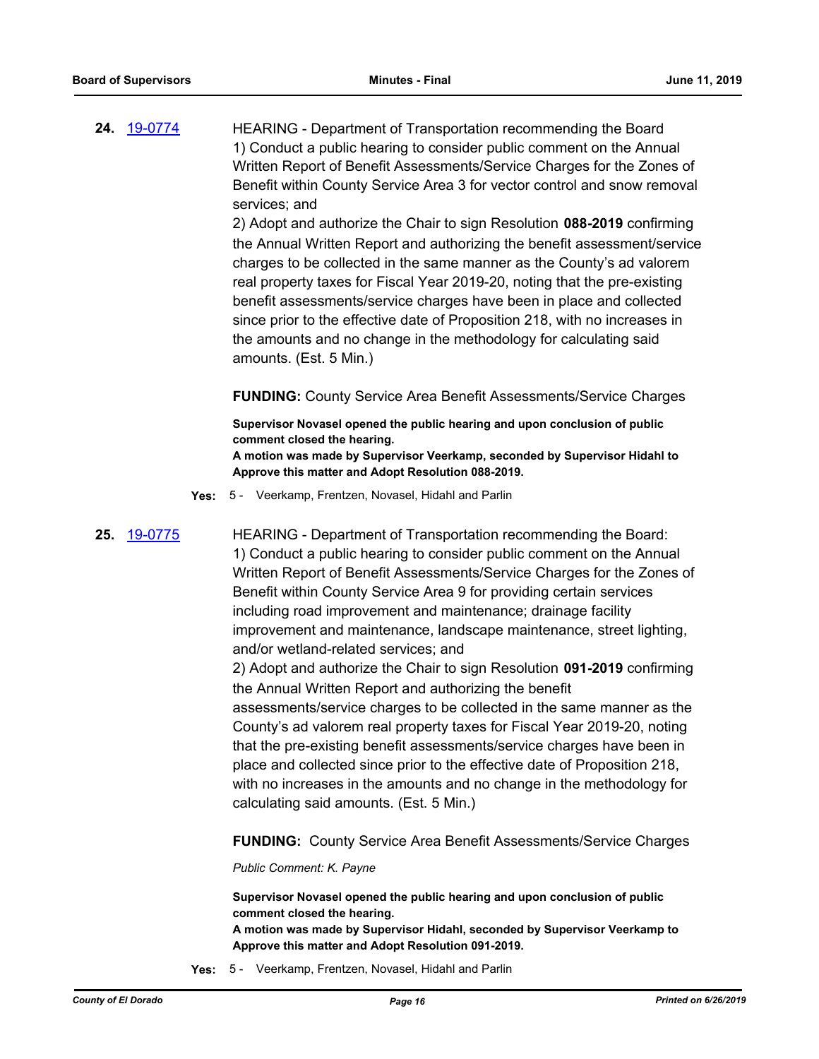**24.** [19-0774](19-0774)

HEARING - Department of Transportation recommending the Board
1) Conduct a public hearing to consider public comment on the Annual Written Report of Benefit Assessments/Service Charges for the Zones of Benefit within County Service Area 3 for vector control and snow removal services; and
2) Adopt and authorize the Chair to sign Resolution **088-2019** confirming the Annual Written Report and authorizing the benefit assessment/service charges to be collected in the same manner as the County's ad valorem real property taxes for Fiscal Year 2019-20, noting that the pre-existing benefit assessments/service charges have been in place and collected since prior to the effective date of Proposition 218, with no increases in the amounts and no change in the methodology for calculating said amounts. (Est. 5 Min.)

**FUNDING:** County Service Area Benefit Assessments/Service Charges

**Supervisor Novasel opened the public hearing and upon conclusion of public comment closed the hearing.**
**A motion was made by Supervisor Veerkamp, seconded by Supervisor Hidahl to Approve this matter and Adopt Resolution 088-2019.**

**Yes:** 5 - Veerkamp, Frentzen, Novasel, Hidahl and Parlin

**25.** [19-0775](19-0775)

HEARING - Department of Transportation recommending the Board:
1) Conduct a public hearing to consider public comment on the Annual Written Report of Benefit Assessments/Service Charges for the Zones of Benefit within County Service Area 9 for providing certain services including road improvement and maintenance; drainage facility improvement and maintenance, landscape maintenance, street lighting, and/or wetland-related services; and
2) Adopt and authorize the Chair to sign Resolution **091-2019** confirming the Annual Written Report and authorizing the benefit assessments/service charges to be collected in the same manner as the County's ad valorem real property taxes for Fiscal Year 2019-20, noting that the pre-existing benefit assessments/service charges have been in place and collected since prior to the effective date of Proposition 218, with no increases in the amounts and no change in the methodology for calculating said amounts. (Est. 5 Min.)

**FUNDING:** County Service Area Benefit Assessments/Service Charges

*Public Comment: K. Payne*

**Supervisor Novasel opened the public hearing and upon conclusion of public comment closed the hearing.**
**A motion was made by Supervisor Hidahl, seconded by Supervisor Veerkamp to Approve this matter and Adopt Resolution 091-2019.**

**Yes:** 5 - Veerkamp, Frentzen, Novasel, Hidahl and Parlin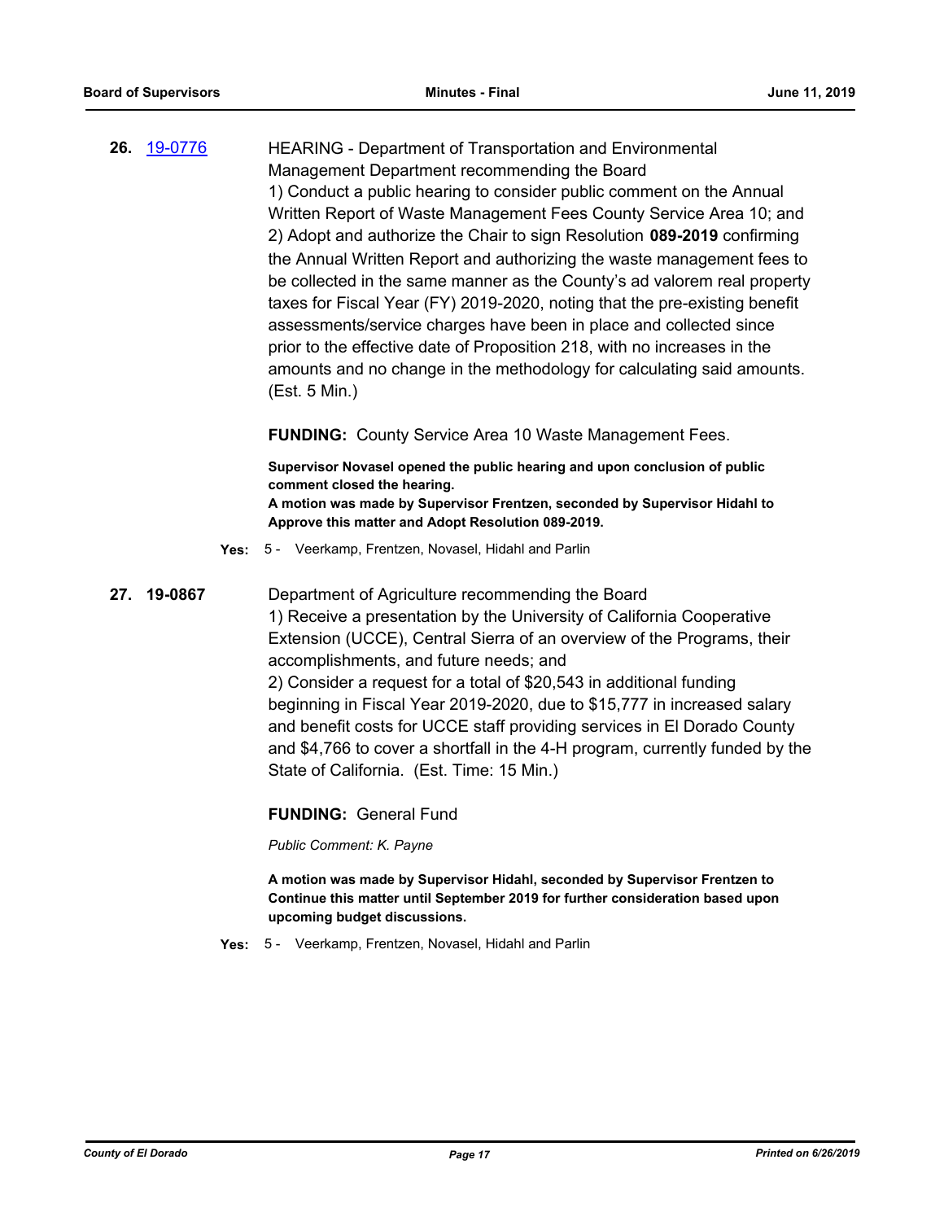**26.** [19-0776](19-0776)

HEARING - Department of Transportation and Environmental Management Department recommending the Board
1) Conduct a public hearing to consider public comment on the Annual Written Report of Waste Management Fees County Service Area 10; and
2) Adopt and authorize the Chair to sign Resolution **089-2019** confirming the Annual Written Report and authorizing the waste management fees to be collected in the same manner as the County's ad valorem real property taxes for Fiscal Year (FY) 2019-2020, noting that the pre-existing benefit assessments/service charges have been in place and collected since prior to the effective date of Proposition 218, with no increases in the amounts and no change in the methodology for calculating said amounts. (Est. 5 Min.)

**FUNDING:** County Service Area 10 Waste Management Fees.

**Supervisor Novasel opened the public hearing and upon conclusion of public comment closed the hearing.**
**A motion was made by Supervisor Frentzen, seconded by Supervisor Hidahl to Approve this matter and Adopt Resolution 089-2019.**

**Yes:** 5 - Veerkamp, Frentzen, Novasel, Hidahl and Parlin

**27. 19-0867**

Department of Agriculture recommending the Board
1) Receive a presentation by the University of California Cooperative Extension (UCCE), Central Sierra of an overview of the Programs, their accomplishments, and future needs; and
2) Consider a request for a total of $20,543 in additional funding beginning in Fiscal Year 2019-2020, due to $15,777 in increased salary and benefit costs for UCCE staff providing services in El Dorado County and $4,766 to cover a shortfall in the 4-H program, currently funded by the State of California. (Est. Time: 15 Min.)

**FUNDING:** General Fund

*Public Comment: K. Payne*

**A motion was made by Supervisor Hidahl, seconded by Supervisor Frentzen to Continue this matter until September 2019 for further consideration based upon upcoming budget discussions.**

**Yes:** 5 - Veerkamp, Frentzen, Novasel, Hidahl and Parlin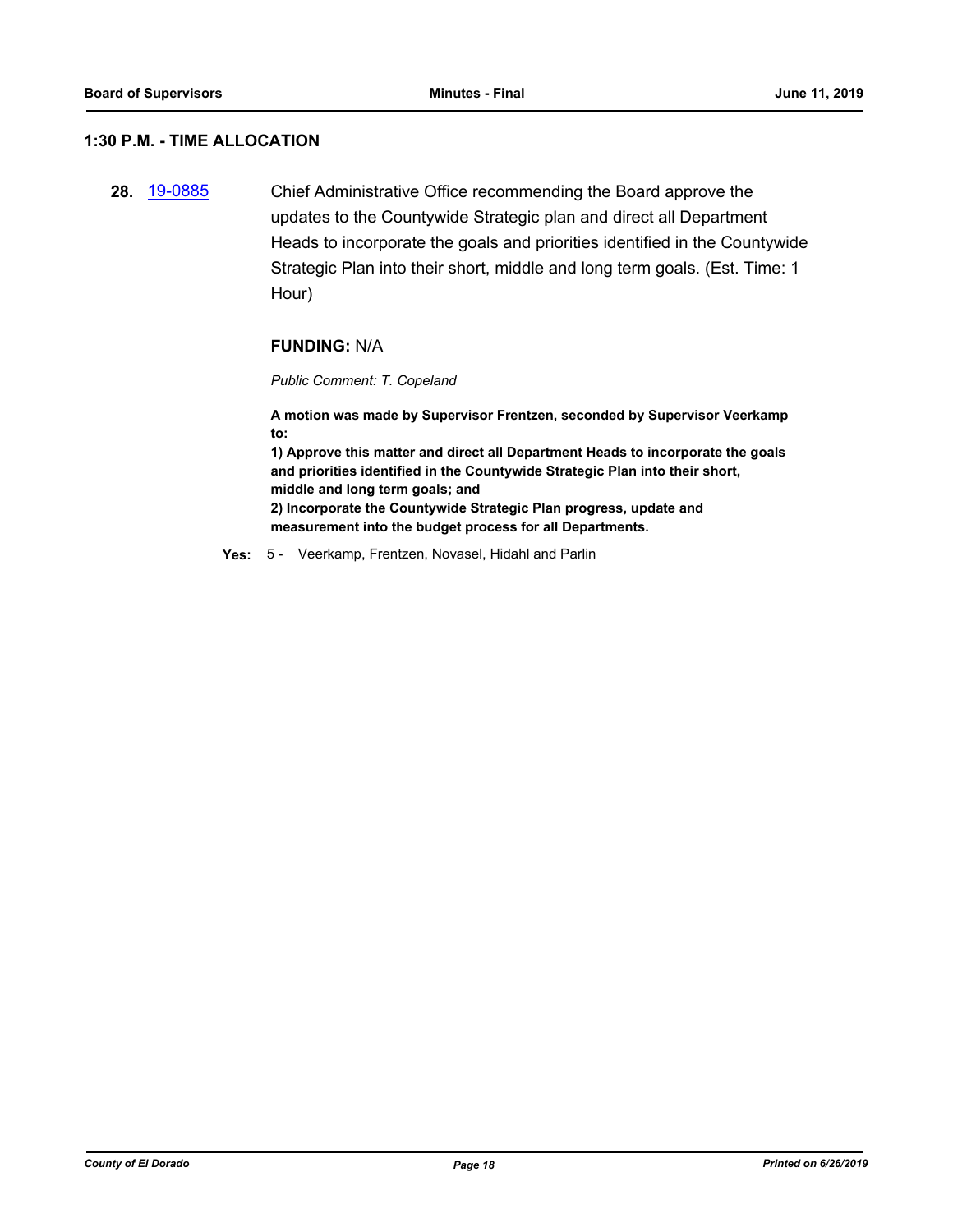## 1:30 P.M. - TIME ALLOCATION

**28.** [19-0885](19-0885) Chief Administrative Office recommending the Board approve the updates to the Countywide Strategic plan and direct all Department Heads to incorporate the goals and priorities identified in the Countywide Strategic Plan into their short, middle and long term goals. (Est. Time: 1 Hour)

**FUNDING:** N/A

*Public Comment: T. Copeland*

**A motion was made by Supervisor Frentzen, seconded by Supervisor Veerkamp to:**
**1) Approve this matter and direct all Department Heads to incorporate the goals and priorities identified in the Countywide Strategic Plan into their short, middle and long term goals; and**
**2) Incorporate the Countywide Strategic Plan progress, update and measurement into the budget process for all Departments.**

**Yes:** 5 - Veerkamp, Frentzen, Novasel, Hidahl and Parlin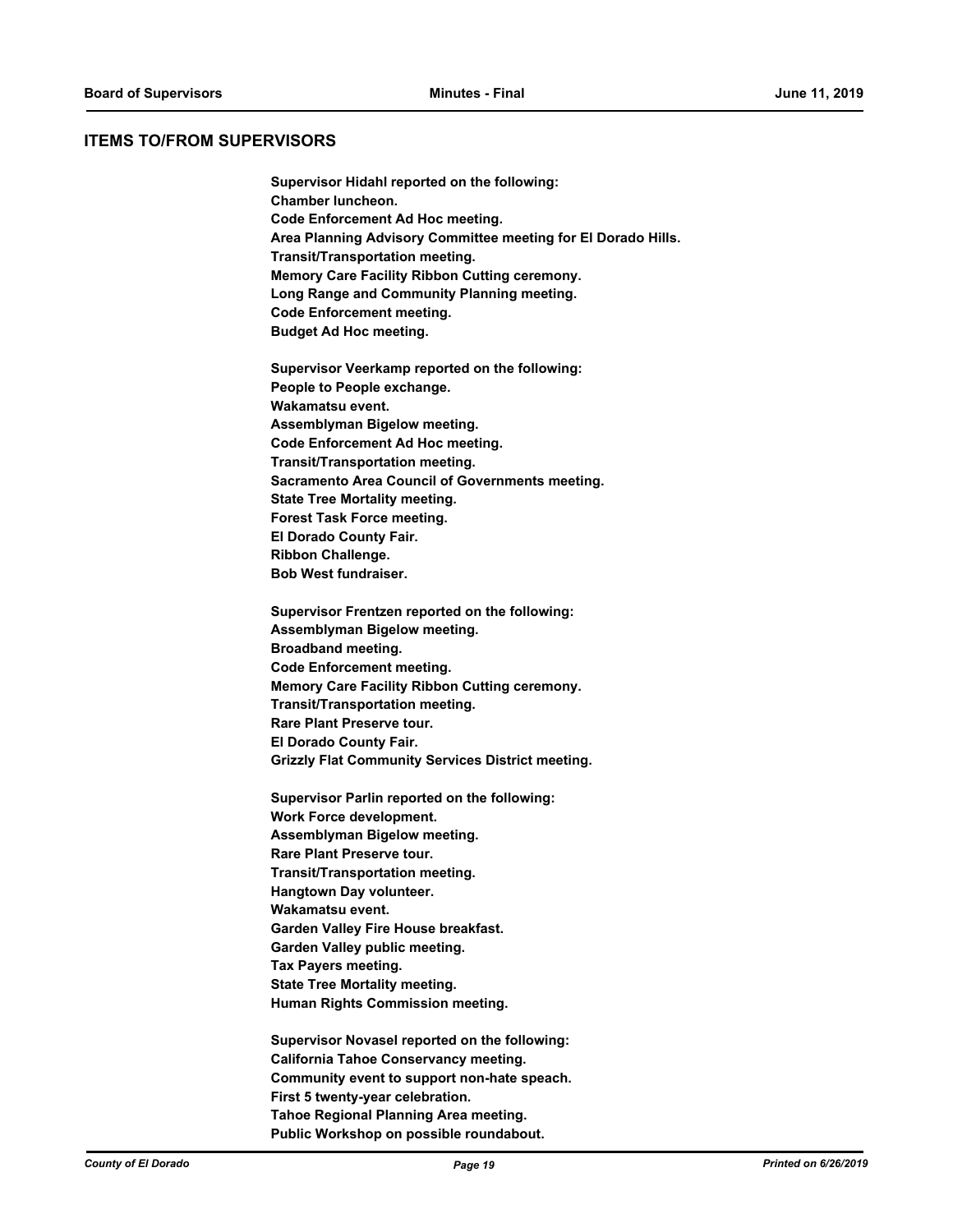## ITEMS TO/FROM SUPERVISORS

**Supervisor Hidahl reported on the following:**
**Chamber luncheon.**
**Code Enforcement Ad Hoc meeting.**
**Area Planning Advisory Committee meeting for El Dorado Hills.**
**Transit/Transportation meeting.**
**Memory Care Facility Ribbon Cutting ceremony.**
**Long Range and Community Planning meeting.**
**Code Enforcement meeting.**
**Budget Ad Hoc meeting.**

**Supervisor Veerkamp reported on the following:**
**People to People exchange.**
**Wakamatsu event.**
**Assemblyman Bigelow meeting.**
**Code Enforcement Ad Hoc meeting.**
**Transit/Transportation meeting.**
**Sacramento Area Council of Governments meeting.**
**State Tree Mortality meeting.**
**Forest Task Force meeting.**
**El Dorado County Fair.**
**Ribbon Challenge.**
**Bob West fundraiser.**

**Supervisor Frentzen reported on the following:**
**Assemblyman Bigelow meeting.**
**Broadband meeting.**
**Code Enforcement meeting.**
**Memory Care Facility Ribbon Cutting ceremony.**
**Transit/Transportation meeting.**
**Rare Plant Preserve tour.**
**El Dorado County Fair.**
**Grizzly Flat Community Services District meeting.**

**Supervisor Parlin reported on the following:**
**Work Force development.**
**Assemblyman Bigelow meeting.**
**Rare Plant Preserve tour.**
**Transit/Transportation meeting.**
**Hangtown Day volunteer.**
**Wakamatsu event.**
**Garden Valley Fire House breakfast.**
**Garden Valley public meeting.**
**Tax Payers meeting.**
**State Tree Mortality meeting.**
**Human Rights Commission meeting.**

**Supervisor Novasel reported on the following:**
**California Tahoe Conservancy meeting.**
**Community event to support non-hate speach.**
**First 5 twenty-year celebration.**
**Tahoe Regional Planning Area meeting.**
**Public Workshop on possible roundabout.**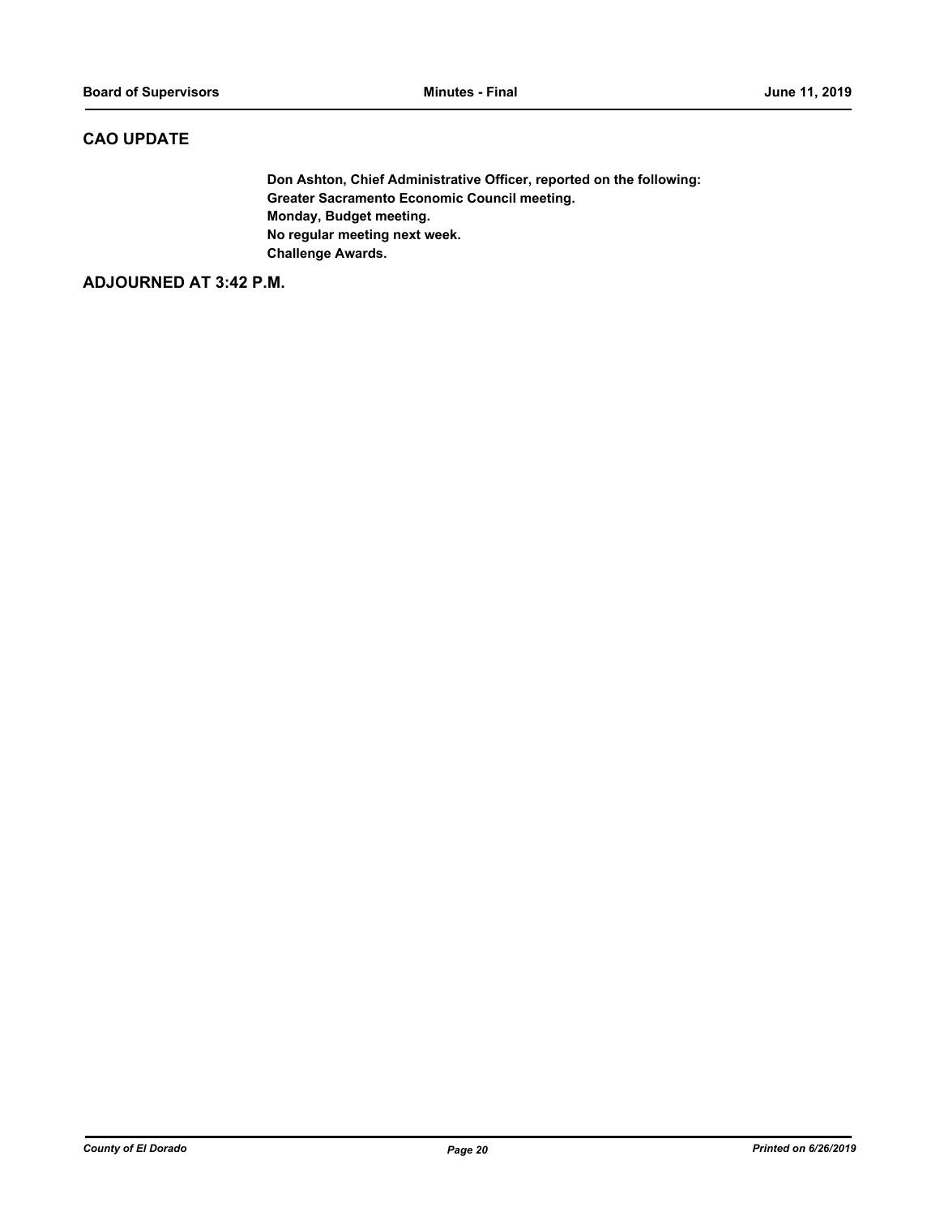## CAO UPDATE

**Don Ashton, Chief Administrative Officer, reported on the following:**
**Greater Sacramento Economic Council meeting.**
**Monday, Budget meeting.**
**No regular meeting next week.**
**Challenge Awards.**

## ADJOURNED AT 3:42 P.M.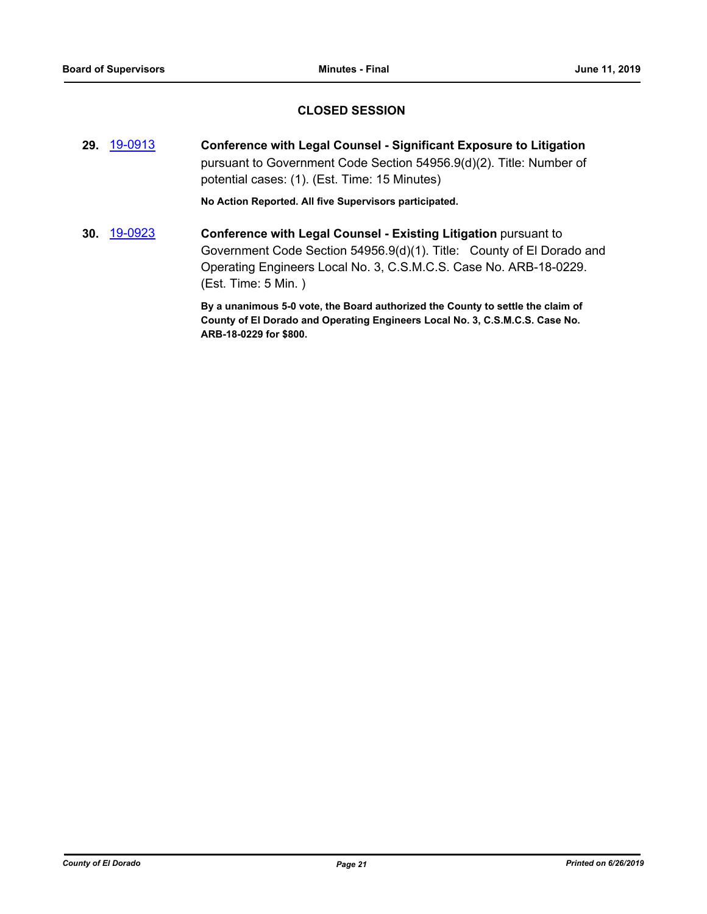## CLOSED SESSION

**29.** 19-0913 **Conference with Legal Counsel - Significant Exposure to Litigation** pursuant to Government Code Section 54956.9(d)(2). Title: Number of potential cases: (1). (Est. Time: 15 Minutes)

**No Action Reported. All five Supervisors participated.**

**30.** 19-0923 **Conference with Legal Counsel - Existing Litigation** pursuant to Government Code Section 54956.9(d)(1). Title: County of El Dorado and Operating Engineers Local No. 3, C.S.M.C.S. Case No. ARB-18-0229. (Est. Time: 5 Min. )

**By a unanimous 5-0 vote, the Board authorized the County to settle the claim of County of El Dorado and Operating Engineers Local No. 3, C.S.M.C.S. Case No. ARB-18-0229 for $800.**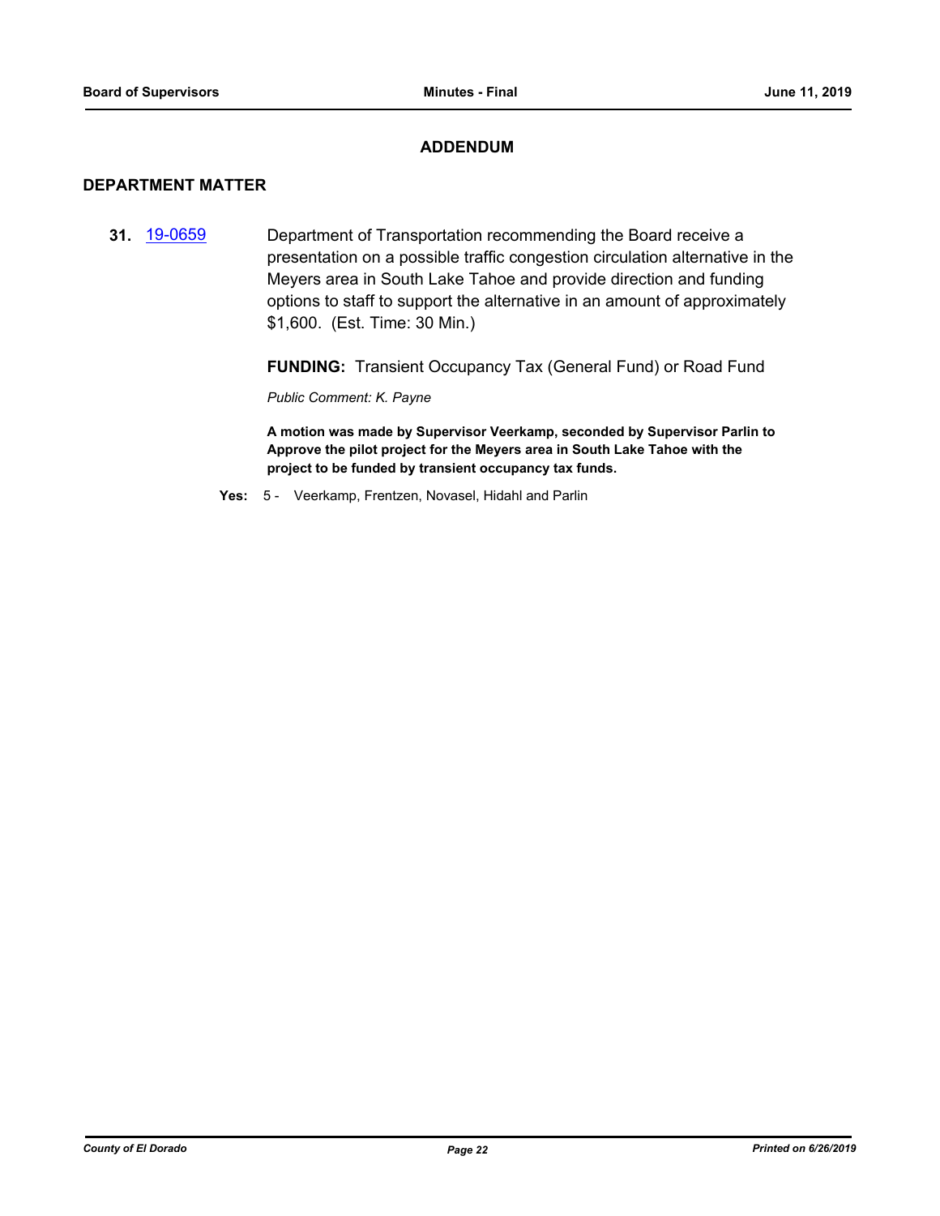## ADDENDUM

### DEPARTMENT MATTER

**31.** 19-0659 Department of Transportation recommending the Board receive a presentation on a possible traffic congestion circulation alternative in the Meyers area in South Lake Tahoe and provide direction and funding options to staff to support the alternative in an amount of approximately $1,600. (Est. Time: 30 Min.)

**FUNDING:** Transient Occupancy Tax (General Fund) or Road Fund

*Public Comment: K. Payne*

**A motion was made by Supervisor Veerkamp, seconded by Supervisor Parlin to Approve the pilot project for the Meyers area in South Lake Tahoe with the project to be funded by transient occupancy tax funds.**

**Yes:** 5 - Veerkamp, Frentzen, Novasel, Hidahl and Parlin